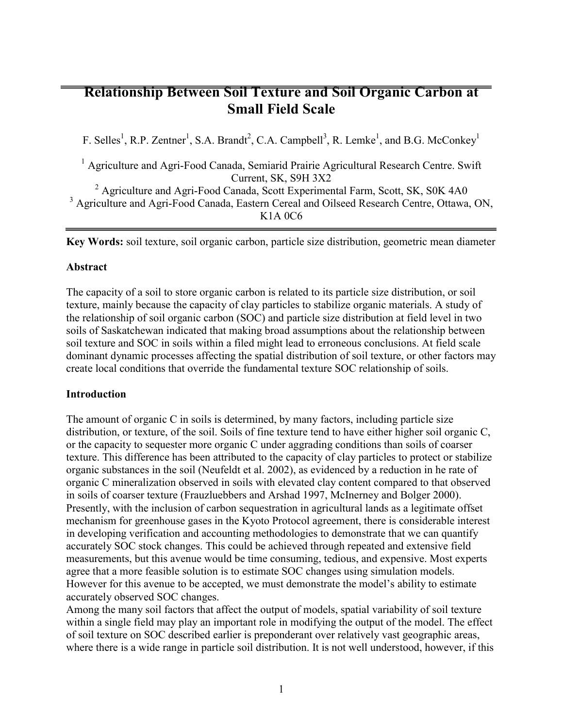# Relationship Between Soil Texture and Soil Organic Carbon at Small Field Scale

F. Selles[1], R.P. Zentner[1], S.A. Brandt[2], C.A. Campbell[3], R. Lemke[1], and B.G. McConkey[1]

[1] Agriculture and Agri-Food Canada, Semiarid Prairie Agricultural Research Centre. Swift Current, SK, S9H 3X2
[2] Agriculture and Agri-Food Canada, Scott Experimental Farm, Scott, SK, S0K 4A0
[3] Agriculture and Agri-Food Canada, Eastern Cereal and Oilseed Research Centre, Ottawa, ON, K1A 0C6

**Key Words:** soil texture, soil organic carbon, particle size distribution, geometric mean diameter

## Abstract

The capacity of a soil to store organic carbon is related to its particle size distribution, or soil texture, mainly because the capacity of clay particles to stabilize organic materials. A study of the relationship of soil organic carbon (SOC) and particle size distribution at field level in two soils of Saskatchewan indicated that making broad assumptions about the relationship between soil texture and SOC in soils within a filed might lead to erroneous conclusions. At field scale dominant dynamic processes affecting the spatial distribution of soil texture, or other factors may create local conditions that override the fundamental texture SOC relationship of soils.

## Introduction

The amount of organic C in soils is determined, by many factors, including particle size distribution, or texture, of the soil. Soils of fine texture tend to have either higher soil organic C, or the capacity to sequester more organic C under aggrading conditions than soils of coarser texture. This difference has been attributed to the capacity of clay particles to protect or stabilize organic substances in the soil (Neufeldt et al. 2002), as evidenced by a reduction in he rate of organic C mineralization observed in soils with elevated clay content compared to that observed in soils of coarser texture (Frauzluebbers and Arshad 1997, McInerney and Bolger 2000). Presently, with the inclusion of carbon sequestration in agricultural lands as a legitimate offset mechanism for greenhouse gases in the Kyoto Protocol agreement, there is considerable interest in developing verification and accounting methodologies to demonstrate that we can quantify accurately SOC stock changes. This could be achieved through repeated and extensive field measurements, but this avenue would be time consuming, tedious, and expensive. Most experts agree that a more feasible solution is to estimate SOC changes using simulation models. However for this avenue to be accepted, we must demonstrate the model's ability to estimate accurately observed SOC changes.

Among the many soil factors that affect the output of models, spatial variability of soil texture within a single field may play an important role in modifying the output of the model. The effect of soil texture on SOC described earlier is preponderant over relatively vast geographic areas, where there is a wide range in particle soil distribution. It is not well understood, however, if this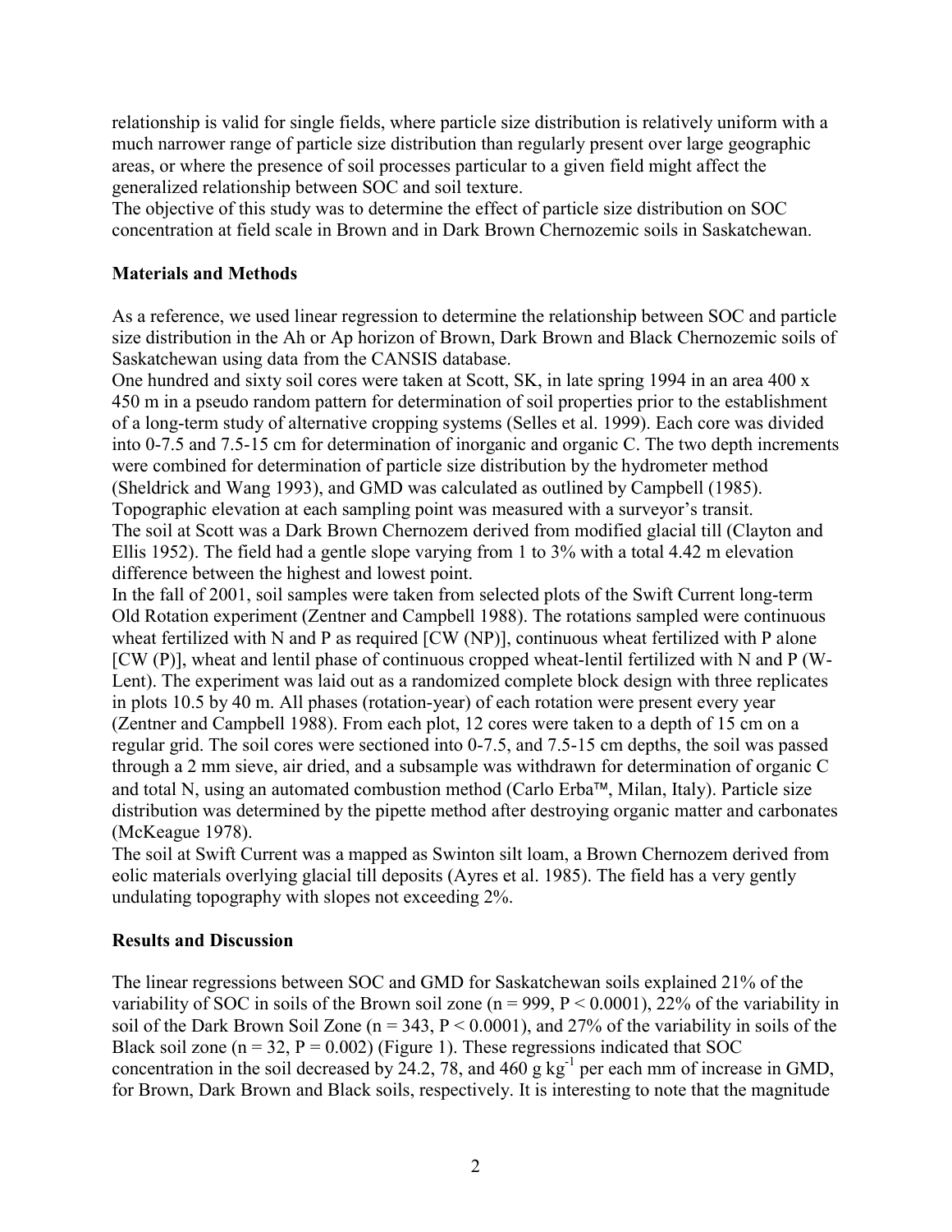relationship is valid for single fields, where particle size distribution is relatively uniform with a much narrower range of particle size distribution than regularly present over large geographic areas, or where the presence of soil processes particular to a given field might affect the generalized relationship between SOC and soil texture.

The objective of this study was to determine the effect of particle size distribution on SOC concentration at field scale in Brown and in Dark Brown Chernozemic soils in Saskatchewan.

## Materials and Methods

As a reference, we used linear regression to determine the relationship between SOC and particle size distribution in the Ah or Ap horizon of Brown, Dark Brown and Black Chernozemic soils of Saskatchewan using data from the CANSIS database.

One hundred and sixty soil cores were taken at Scott, SK, in late spring 1994 in an area 400 x 450 m in a pseudo random pattern for determination of soil properties prior to the establishment of a long-term study of alternative cropping systems (Selles et al. 1999). Each core was divided into 0-7.5 and 7.5-15 cm for determination of inorganic and organic C. The two depth increments were combined for determination of particle size distribution by the hydrometer method (Sheldrick and Wang 1993), and GMD was calculated as outlined by Campbell (1985). Topographic elevation at each sampling point was measured with a surveyor's transit.

The soil at Scott was a Dark Brown Chernozem derived from modified glacial till (Clayton and Ellis 1952). The field had a gentle slope varying from 1 to 3% with a total 4.42 m elevation difference between the highest and lowest point.

In the fall of 2001, soil samples were taken from selected plots of the Swift Current long-term Old Rotation experiment (Zentner and Campbell 1988). The rotations sampled were continuous wheat fertilized with N and P as required [CW (NP)], continuous wheat fertilized with P alone [CW (P)], wheat and lentil phase of continuous cropped wheat-lentil fertilized with N and P (W-Lent). The experiment was laid out as a randomized complete block design with three replicates in plots 10.5 by 40 m. All phases (rotation-year) of each rotation were present every year (Zentner and Campbell 1988). From each plot, 12 cores were taken to a depth of 15 cm on a regular grid. The soil cores were sectioned into 0-7.5, and 7.5-15 cm depths, the soil was passed through a 2 mm sieve, air dried, and a subsample was withdrawn for determination of organic C and total N, using an automated combustion method (Carlo Erba™, Milan, Italy). Particle size distribution was determined by the pipette method after destroying organic matter and carbonates (McKeague 1978).

The soil at Swift Current was a mapped as Swinton silt loam, a Brown Chernozem derived from eolic materials overlying glacial till deposits (Ayres et al. 1985). The field has a very gently undulating topography with slopes not exceeding 2%.

## Results and Discussion

The linear regressions between SOC and GMD for Saskatchewan soils explained 21% of the variability of SOC in soils of the Brown soil zone ($n = 999$, $P < 0.0001$), 22% of the variability in soil of the Dark Brown Soil Zone ($n = 343$, $P < 0.0001$), and 27% of the variability in soils of the Black soil zone ($n = 32$, $P = 0.002$) (Figure 1). These regressions indicated that SOC concentration in the soil decreased by 24.2, 78, and 460 g $kg^{-1}$ per each mm of increase in GMD, for Brown, Dark Brown and Black soils, respectively. It is interesting to note that the magnitude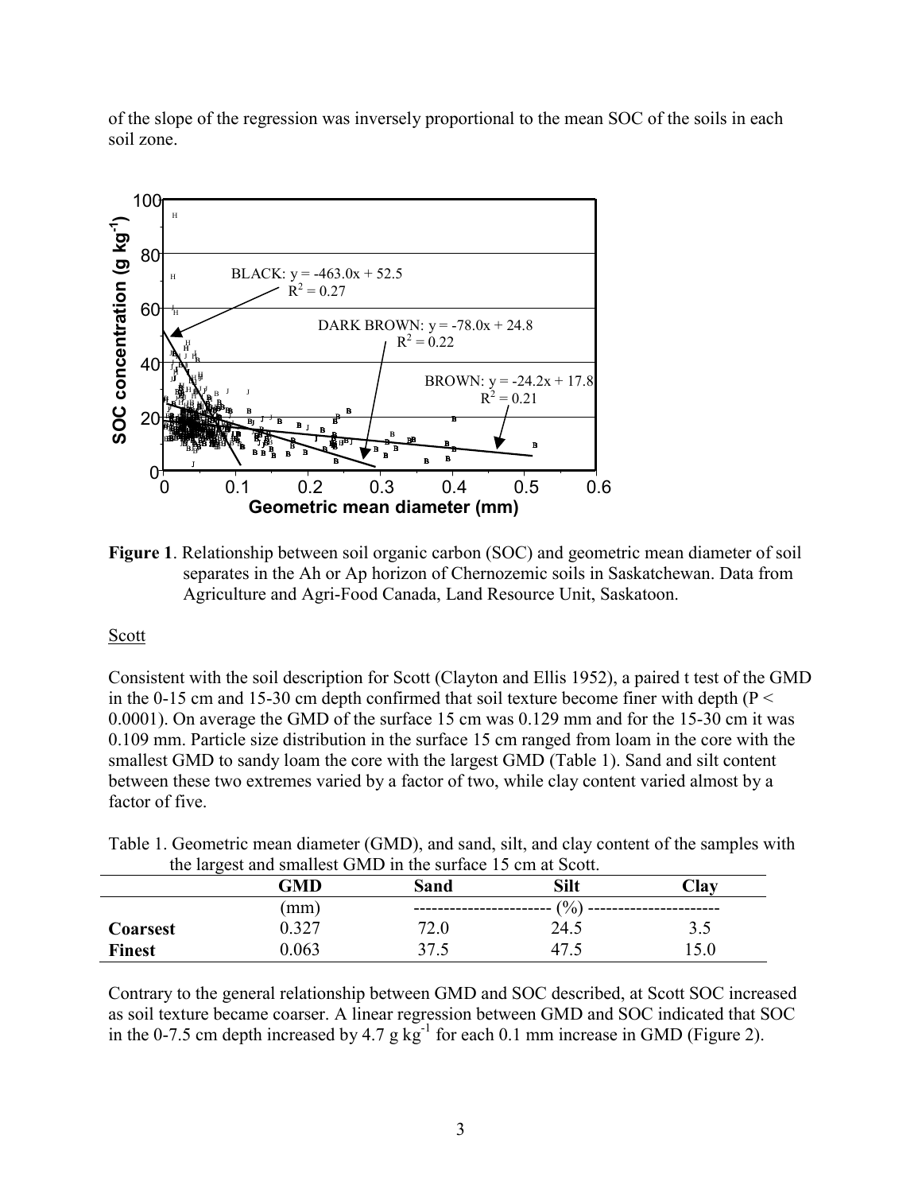of the slope of the regression was inversely proportional to the mean SOC of the soils in each soil zone.

**Figure 1**. Relationship between soil organic carbon (SOC) and geometric mean diameter of soil separates in the Ah or Ap horizon of Chernozemic soils in Saskatchewan. Data from Agriculture and Agri-Food Canada, Land Resource Unit, Saskatoon.

Scott

Consistent with the soil description for Scott (Clayton and Ellis 1952), a paired t test of the GMD in the 0-15 cm and 15-30 cm depth confirmed that soil texture become finer with depth ($P < 0.0001$). On average the GMD of the surface 15 cm was 0.129 mm and for the 15-30 cm it was 0.109 mm. Particle size distribution in the surface 15 cm ranged from loam in the core with the smallest GMD to sandy loam the core with the largest GMD (Table 1). Sand and silt content between these two extremes varied by a factor of two, while clay content varied almost by a factor of five.

Table 1. Geometric mean diameter (GMD), and sand, silt, and clay content of the samples with the largest and smallest GMD in the surface 15 cm at Scott.

| | **GMD** | **Sand** | **Silt** | **Clay** |
|---|---|---|---|---|
| | (mm) | | (%) | |
| **Coarsest** | 0.327 | 72.0 | 24.5 | 3.5 |
| **Finest** | 0.063 | 37.5 | 47.5 | 15.0 |

Contrary to the general relationship between GMD and SOC described, at Scott SOC increased as soil texture became coarser. A linear regression between GMD and SOC indicated that SOC in the 0-7.5 cm depth increased by 4.7 g kg$^{-1}$ for each 0.1 mm increase in GMD (Figure 2).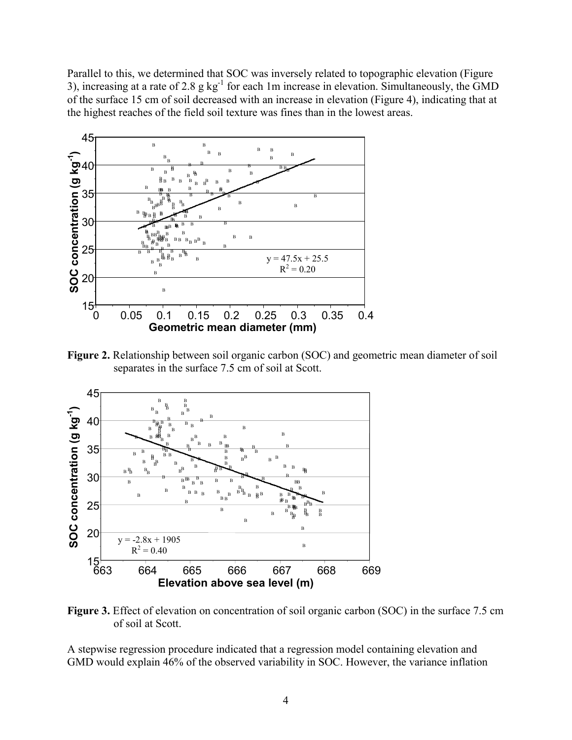Parallel to this, we determined that SOC was inversely related to topographic elevation (Figure 3), increasing at a rate of 2.8 g $kg^{-1}$ for each 1m increase in elevation. Simultaneously, the GMD of the surface 15 cm of soil decreased with an increase in elevation (Figure 4), indicating that at the highest reaches of the field soil texture was fines than in the lowest areas.

**Figure 2.** Relationship between soil organic carbon (SOC) and geometric mean diameter of soil separates in the surface 7.5 cm of soil at Scott.

**Figure 3.** Effect of elevation on concentration of soil organic carbon (SOC) in the surface 7.5 cm of soil at Scott.

A stepwise regression procedure indicated that a regression model containing elevation and GMD would explain 46% of the observed variability in SOC. However, the variance inflation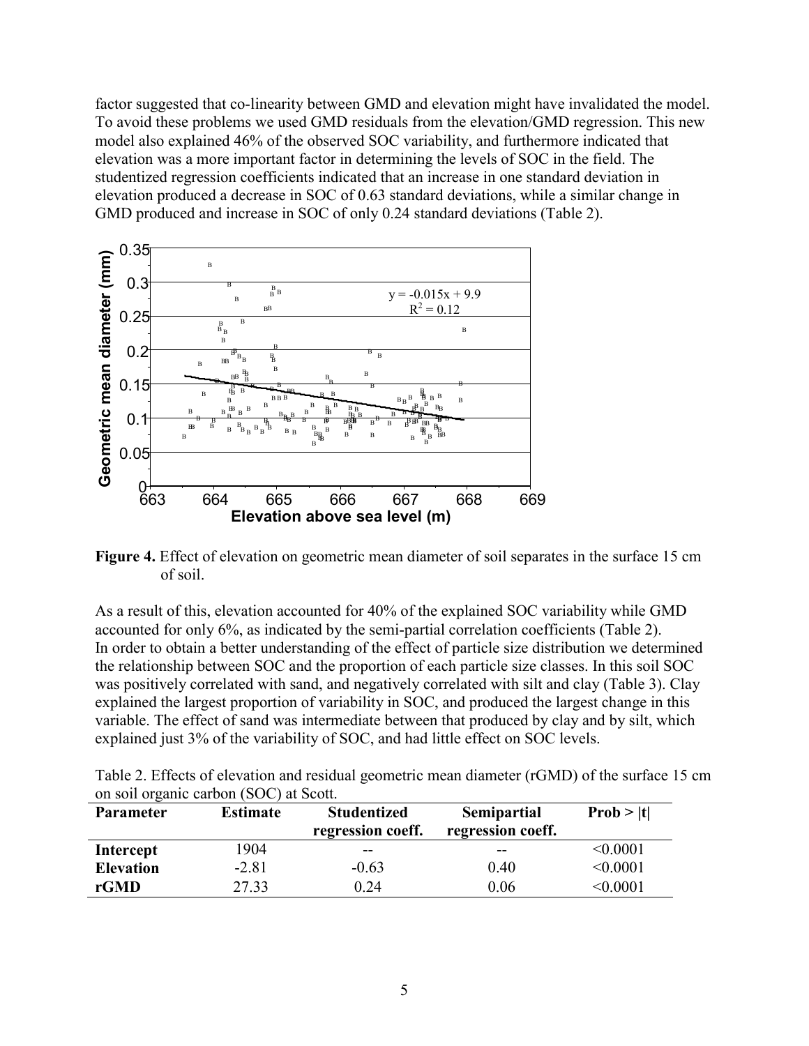factor suggested that co-linearity between GMD and elevation might have invalidated the model. To avoid these problems we used GMD residuals from the elevation/GMD regression. This new model also explained 46% of the observed SOC variability, and furthermore indicated that elevation was a more important factor in determining the levels of SOC in the field. The studentized regression coefficients indicated that an increase in one standard deviation in elevation produced a decrease in SOC of 0.63 standard deviations, while a similar change in GMD produced and increase in SOC of only 0.24 standard deviations (Table 2).

**Figure 4.** Effect of elevation on geometric mean diameter of soil separates in the surface 15 cm of soil.

As a result of this, elevation accounted for 40% of the explained SOC variability while GMD accounted for only 6%, as indicated by the semi-partial correlation coefficients (Table 2). In order to obtain a better understanding of the effect of particle size distribution we determined the relationship between SOC and the proportion of each particle size classes. In this soil SOC was positively correlated with sand, and negatively correlated with silt and clay (Table 3). Clay explained the largest proportion of variability in SOC, and produced the largest change in this variable. The effect of sand was intermediate between that produced by clay and by silt, which explained just 3% of the variability of SOC, and had little effect on SOC levels.

Table 2. Effects of elevation and residual geometric mean diameter (rGMD) of the surface 15 cm on soil organic carbon (SOC) at Scott.

| Parameter | Estimate | Studentized regression coeff. | Semipartial regression coeff. | Prob > \|t\| |
|---|---|---|---|---|
| **Intercept** | 1904 | -- | -- | <0.0001 |
| **Elevation** | -2.81 | -0.63 | 0.40 | <0.0001 |
| **rGMD** | 27.33 | 0.24 | 0.06 | <0.0001 |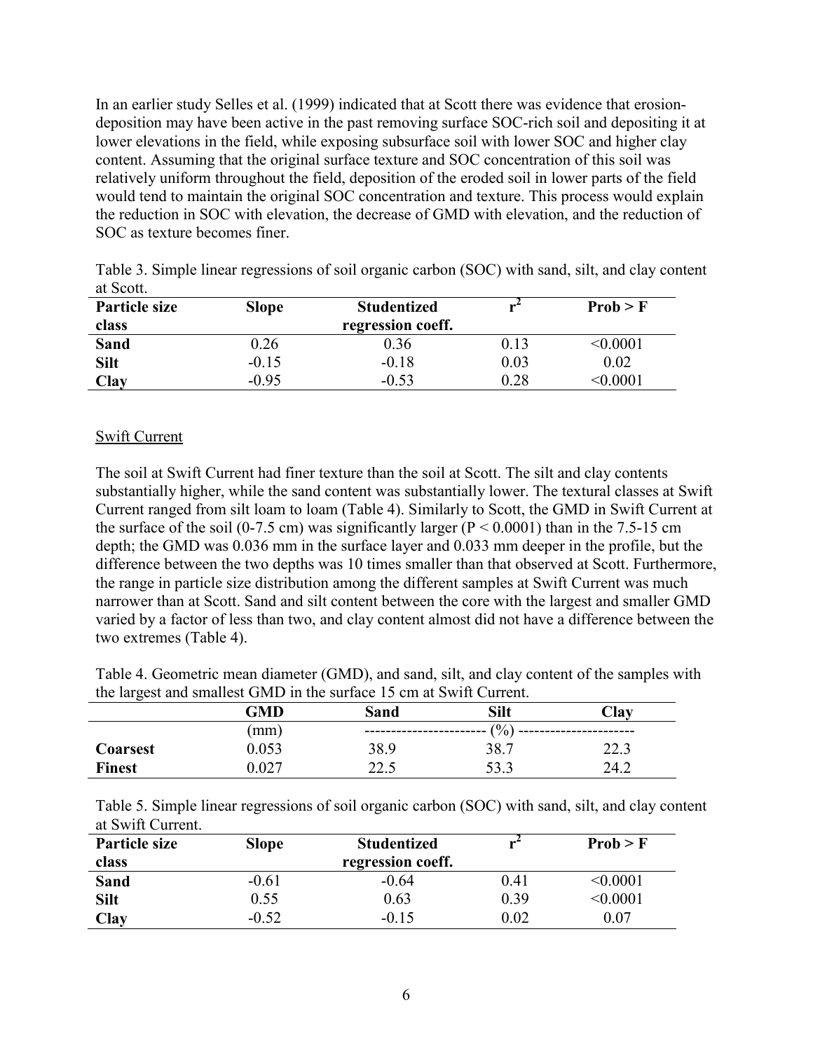In an earlier study Selles et al. (1999) indicated that at Scott there was evidence that erosion-deposition may have been active in the past removing surface SOC-rich soil and depositing it at lower elevations in the field, while exposing subsurface soil with lower SOC and higher clay content. Assuming that the original surface texture and SOC concentration of this soil was relatively uniform throughout the field, deposition of the eroded soil in lower parts of the field would tend to maintain the original SOC concentration and texture. This process would explain the reduction in SOC with elevation, the decrease of GMD with elevation, and the reduction of SOC as texture becomes finer.

Table 3. Simple linear regressions of soil organic carbon (SOC) with sand, silt, and clay content at Scott.

| Particle size class | Slope | Studentized regression coeff. | $r^2$ | Prob > F |
|---|---|---|---|---|
| **Sand** | 0.26 | 0.36 | 0.13 | <0.0001 |
| **Silt** | -0.15 | -0.18 | 0.03 | 0.02 |
| **Clay** | -0.95 | -0.53 | 0.28 | <0.0001 |

Swift Current

The soil at Swift Current had finer texture than the soil at Scott. The silt and clay contents substantially higher, while the sand content was substantially lower. The textural classes at Swift Current ranged from silt loam to loam (Table 4). Similarly to Scott, the GMD in Swift Current at the surface of the soil (0-7.5 cm) was significantly larger ($P < 0.0001$) than in the 7.5-15 cm depth; the GMD was 0.036 mm in the surface layer and 0.033 mm deeper in the profile, but the difference between the two depths was 10 times smaller than that observed at Scott. Furthermore, the range in particle size distribution among the different samples at Swift Current was much narrower than at Scott. Sand and silt content between the core with the largest and smaller GMD varied by a factor of less than two, and clay content almost did not have a difference between the two extremes (Table 4).

Table 4. Geometric mean diameter (GMD), and sand, silt, and clay content of the samples with the largest and smallest GMD in the surface 15 cm at Swift Current.

| | GMD | Sand | Silt | Clay |
|---|---|---|---|---|
| | (mm) | | (%) | |
| **Coarsest** | 0.053 | 38.9 | 38.7 | 22.3 |
| **Finest** | 0.027 | 22.5 | 53.3 | 24.2 |

Table 5. Simple linear regressions of soil organic carbon (SOC) with sand, silt, and clay content at Swift Current.

| Particle size class | Slope | Studentized regression coeff. | $r^2$ | Prob > F |
|---|---|---|---|---|
| **Sand** | -0.61 | -0.64 | 0.41 | <0.0001 |
| **Silt** | 0.55 | 0.63 | 0.39 | <0.0001 |
| **Clay** | -0.52 | -0.15 | 0.02 | 0.07 |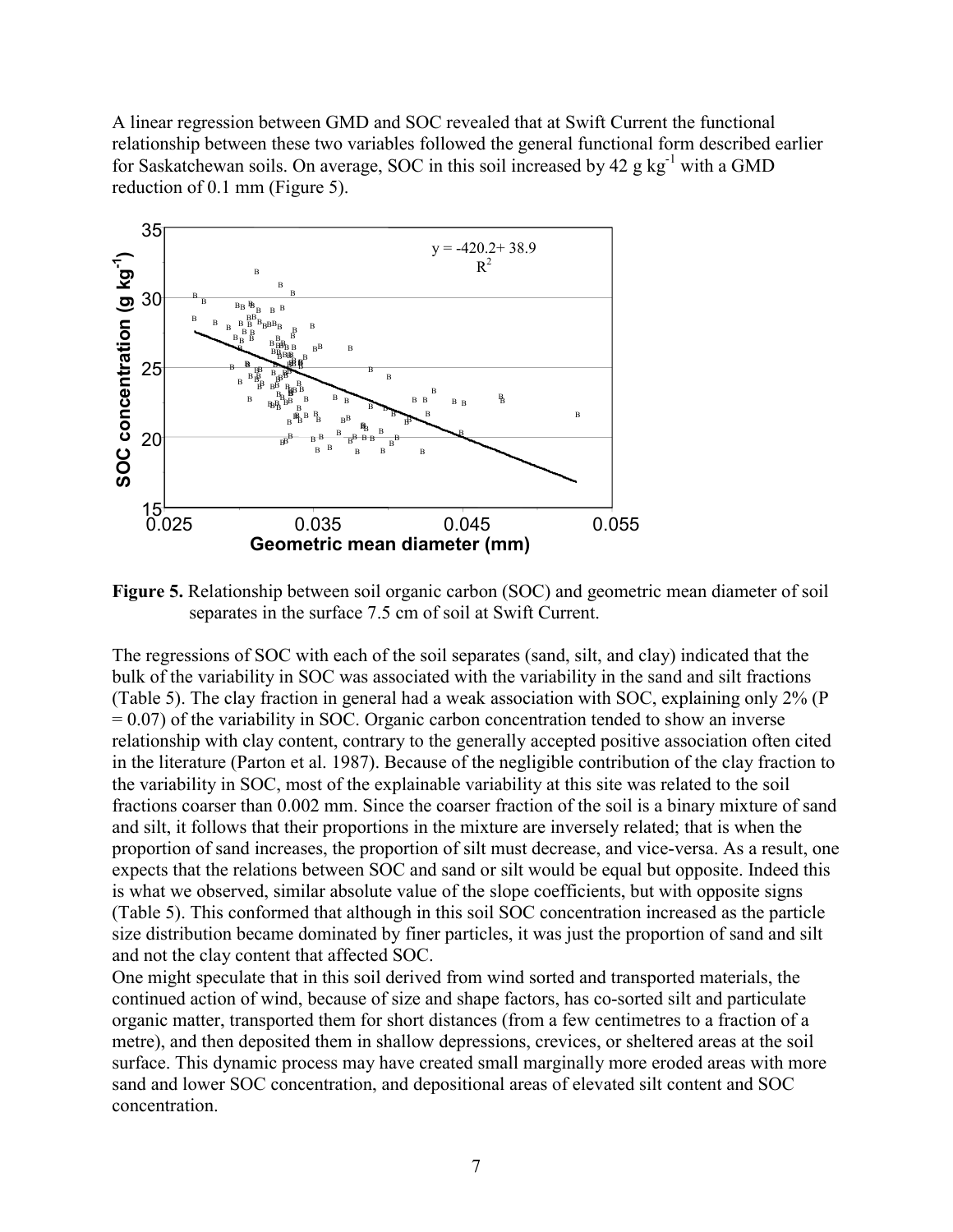A linear regression between GMD and SOC revealed that at Swift Current the functional relationship between these two variables followed the general functional form described earlier for Saskatchewan soils. On average, SOC in this soil increased by 42 g kg$^{-1}$ with a GMD reduction of 0.1 mm (Figure 5).

**Figure 5.** Relationship between soil organic carbon (SOC) and geometric mean diameter of soil separates in the surface 7.5 cm of soil at Swift Current.

The regressions of SOC with each of the soil separates (sand, silt, and clay) indicated that the bulk of the variability in SOC was associated with the variability in the sand and silt fractions (Table 5). The clay fraction in general had a weak association with SOC, explaining only 2% ($P = 0.07$) of the variability in SOC. Organic carbon concentration tended to show an inverse relationship with clay content, contrary to the generally accepted positive association often cited in the literature (Parton et al. 1987). Because of the negligible contribution of the clay fraction to the variability in SOC, most of the explainable variability at this site was related to the soil fractions coarser than 0.002 mm. Since the coarser fraction of the soil is a binary mixture of sand and silt, it follows that their proportions in the mixture are inversely related; that is when the proportion of sand increases, the proportion of silt must decrease, and vice-versa. As a result, one expects that the relations between SOC and sand or silt would be equal but opposite. Indeed this is what we observed, similar absolute value of the slope coefficients, but with opposite signs (Table 5). This conformed that although in this soil SOC concentration increased as the particle size distribution became dominated by finer particles, it was just the proportion of sand and silt and not the clay content that affected SOC.

One might speculate that in this soil derived from wind sorted and transported materials, the continued action of wind, because of size and shape factors, has co-sorted silt and particulate organic matter, transported them for short distances (from a few centimetres to a fraction of a metre), and then deposited them in shallow depressions, crevices, or sheltered areas at the soil surface. This dynamic process may have created small marginally more eroded areas with more sand and lower SOC concentration, and depositional areas of elevated silt content and SOC concentration.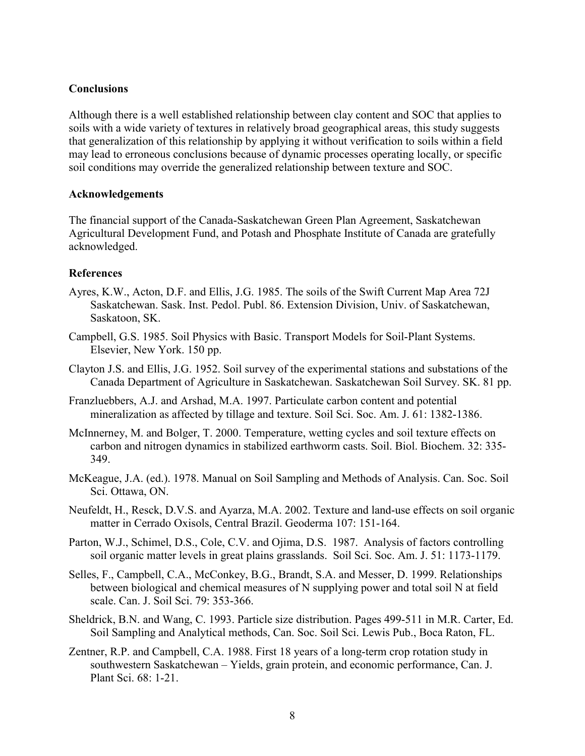## Conclusions

Although there is a well established relationship between clay content and SOC that applies to soils with a wide variety of textures in relatively broad geographical areas, this study suggests that generalization of this relationship by applying it without verification to soils within a field may lead to erroneous conclusions because of dynamic processes operating locally, or specific soil conditions may override the generalized relationship between texture and SOC.

## Acknowledgements

The financial support of the Canada-Saskatchewan Green Plan Agreement, Saskatchewan Agricultural Development Fund, and Potash and Phosphate Institute of Canada are gratefully acknowledged.

## References

Ayres, K.W., Acton, D.F. and Ellis, J.G. 1985. The soils of the Swift Current Map Area 72J Saskatchewan. Sask. Inst. Pedol. Publ. 86. Extension Division, Univ. of Saskatchewan, Saskatoon, SK.

Campbell, G.S. 1985. Soil Physics with Basic. Transport Models for Soil-Plant Systems. Elsevier, New York. 150 pp.

Clayton J.S. and Ellis, J.G. 1952. Soil survey of the experimental stations and substations of the Canada Department of Agriculture in Saskatchewan. Saskatchewan Soil Survey. SK. 81 pp.

Franzluebbers, A.J. and Arshad, M.A. 1997. Particulate carbon content and potential mineralization as affected by tillage and texture. Soil Sci. Soc. Am. J. 61: 1382-1386.

McInnerney, M. and Bolger, T. 2000. Temperature, wetting cycles and soil texture effects on carbon and nitrogen dynamics in stabilized earthworm casts. Soil. Biol. Biochem. 32: 335-349.

McKeague, J.A. (ed.). 1978. Manual on Soil Sampling and Methods of Analysis. Can. Soc. Soil Sci. Ottawa, ON.

Neufeldt, H., Resck, D.V.S. and Ayarza, M.A. 2002. Texture and land-use effects on soil organic matter in Cerrado Oxisols, Central Brazil. Geoderma 107: 151-164.

Parton, W.J., Schimel, D.S., Cole, C.V. and Ojima, D.S. 1987. Analysis of factors controlling soil organic matter levels in great plains grasslands. Soil Sci. Soc. Am. J. 51: 1173-1179.

Selles, F., Campbell, C.A., McConkey, B.G., Brandt, S.A. and Messer, D. 1999. Relationships between biological and chemical measures of N supplying power and total soil N at field scale. Can. J. Soil Sci. 79: 353-366.

Sheldrick, B.N. and Wang, C. 1993. Particle size distribution. Pages 499-511 in M.R. Carter, Ed. Soil Sampling and Analytical methods, Can. Soc. Soil Sci. Lewis Pub., Boca Raton, FL.

Zentner, R.P. and Campbell, C.A. 1988. First 18 years of a long-term crop rotation study in southwestern Saskatchewan – Yields, grain protein, and economic performance, Can. J. Plant Sci. 68: 1-21.